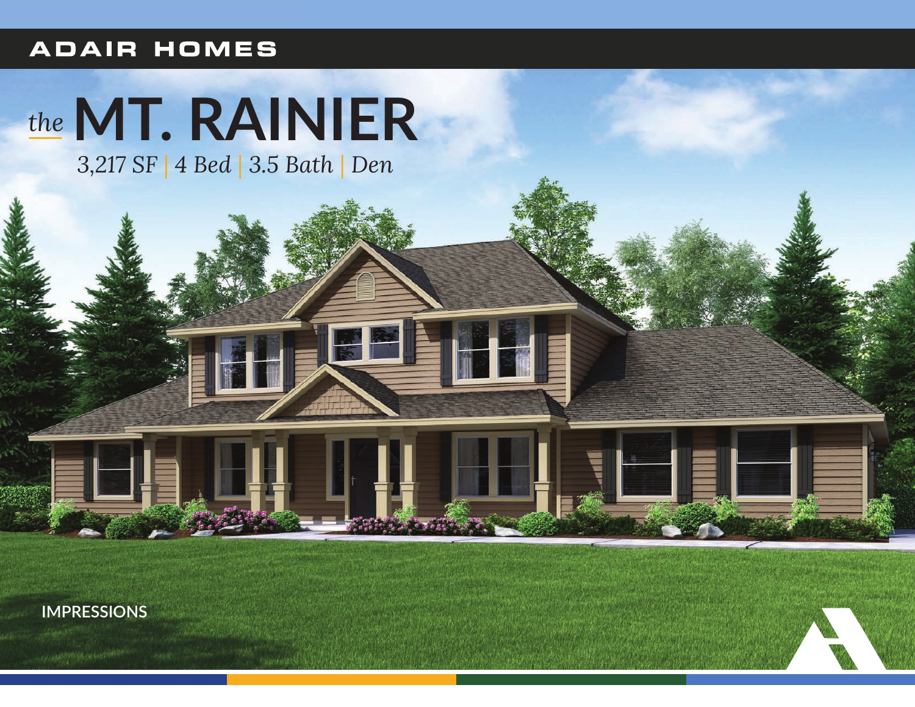ADAIR HOMES

# *the* MT. RAINIER

*3,217 SF | 4 Bed | 3.5 Bath | Den*

IMPRESSIONS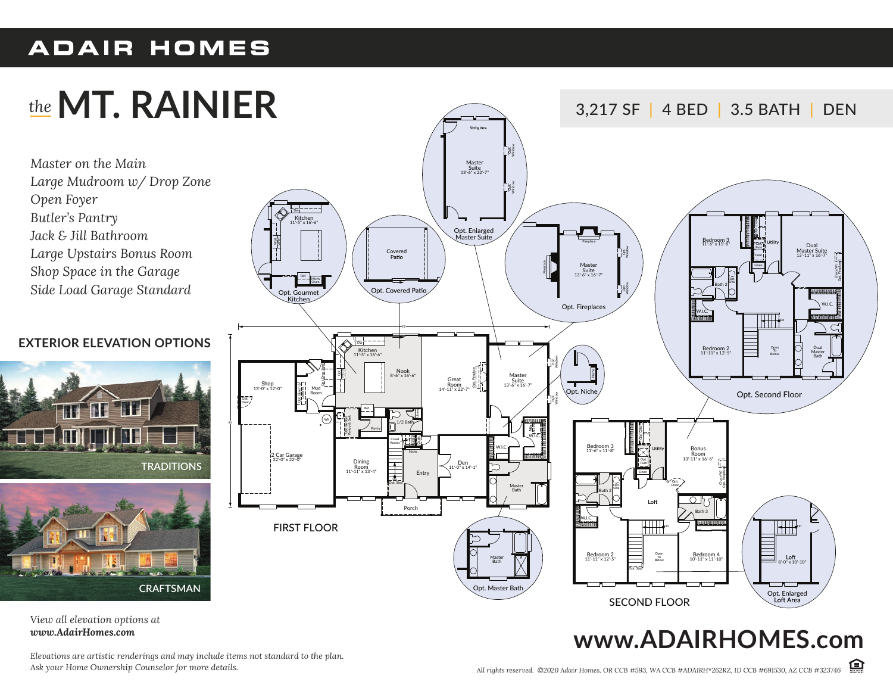# ADAIR HOMES

## *the* MT. RAINIER

3,217 SF | 4 BED | 3.5 BATH | DEN

*Master on the Main*
*Large Mudroom w/ Drop Zone*
*Open Foyer*
*Butler's Pantry*
*Jack & Jill Bathroom*
*Large Upstairs Bonus Room*
*Shop Space in the Garage*
*Side Load Garage Standard*

### EXTERIOR ELEVATION OPTIONS

TRADITIONS

CRAFTSMAN

*View all elevation options at*
***www.AdairHomes.com***

*Elevations are artistic renderings and may include items not standard to the plan. Ask your Home Ownership Counselor for more details.*

FIRST FLOOR

Shop
13'-0" x 12'-0"

2 Car Garage
22'-0" x 22'-0"

Mud Room

Kitchen
11'-5" x 16'-6"

Nook
8'-6" x 16'-6"

Great Room
14'-11" x 22'-7"

Master Suite
13'-6" x 16'-7"

Master Bath

W.I.C.

1/2 Bath

Pantry

Dining Room
11'-11" x 13'-4"

Entry

Den
11'-0" x 14'-1"

Porch

Opt. Gourmet Kitchen

Kitchen
11'-5" x 16'-6"

Opt. Covered Patio

Covered Patio

Opt. Enlarged Master Suite

Master Suite
13'-6" x 22'-7"

Sitting Area

Opt. Fireplaces

Master Suite
13'-6" x 16'-7"

Opt. Niche

Opt. Master Bath

Master Bath

SECOND FLOOR

Bedroom 3
11'-6" x 11'-8"

Utility

Bonus Room
13'-11" x 16'-6"

Bath 2

Loft

Bath 3

W.I.C.

Bedroom 2
11'-11" x 12'-5"

Open To Below

Bedroom 4
10'-11" x 11'-10"

Opt. Second Floor

Bedroom 3
11'-6" x 11'-8"

Utility

Dual Master Suite
13'-11" x 16'-7"

Bath 2

W.I.C.

Bedroom 2
11'-11" x 12'-5"

Open To Below

Dual Master Bath

Opt. Enlarged Loft Area

Loft
8'-0" x 10'-10"

# www.ADAIRHOMES.com

*All rights reserved. ©2020 Adair Homes. OR CCB #593, WA CCB #ADAIRH*262RZ, ID CCB #691530, AZ CCB #323746*